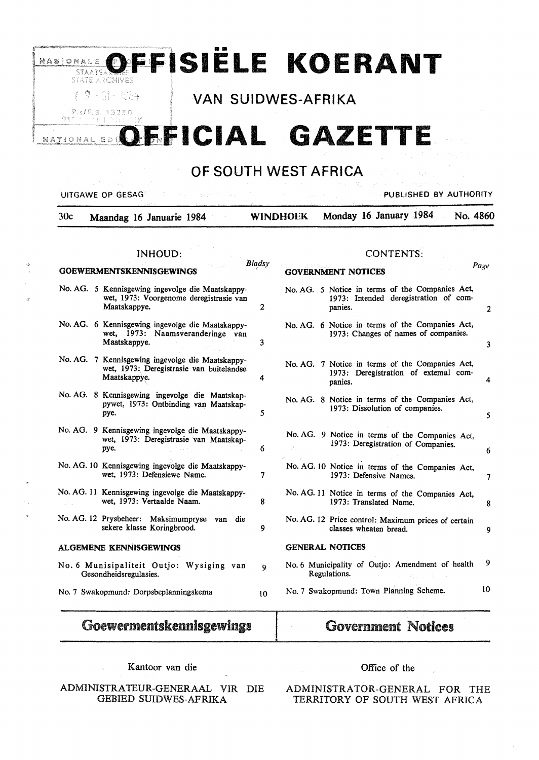# OFFISIËLE KOERANT VAN SUIDWES-AFRIKA

# OFFICIAL GAZETTE OF SOUTH WEST AFRICA

UITGAWE OP GESAG — PUBLISHED BY AUTHORITY

30c — Maandag 16 Januarie 1984 — WINDHOEK — Monday 16 January 1984 — No. 4860

## INHOUD:

| | Bladsy |
|---|---|
| **GOEWERMENTSKENNISGEWINGS** | |
| No. AG. 5 Kennisgewing ingevolge die Maatskappywet, 1973: Voorgenome deregistrasie van Maatskappye. | 2 |
| No. AG. 6 Kennisgewing ingevolge die Maatskappywet, 1973: Naamsveranderinge van Maatskappye. | 3 |
| No. AG. 7 Kennisgewing ingevolge die Maatskappywet, 1973: Deregistrasie van buitelandse Maatskappye. | 4 |
| No. AG. 8 Kennisgewing ingevolge die Maatskappywet, 1973: Ontbinding van Maatskappye. | 5 |
| No. AG. 9 Kennisgewing ingevolge die Maatskappywet, 1973: Deregistrasie van Maatskappye. | 6 |
| No. AG. 10 Kennisgewing ingevolge die Maatskappywet, 1973: Defensiewe Name. | 7 |
| No. AG. 11 Kennisgewing ingevolge die Maatskappywet, 1973: Vertaalde Naam. | 8 |
| No. AG. 12 Prysbeheer: Maksimumpryse van die sekere klasse Koringbrood. | 9 |
| **ALGEMENE KENNISGEWINGS** | |
| No. 6 Munisipaliteit Outjo: Wysiging van Gesondheidsregulasies. | 9 |
| No. 7 Swakopmund: Dorpsbeplanningskema | 10 |

## CONTENTS:

| | Page |
|---|---|
| **GOVERNMENT NOTICES** | |
| No. AG. 5 Notice in terms of the Companies Act, 1973: Intended deregistration of companies. | 2 |
| No. AG. 6 Notice in terms of the Companies Act, 1973: Changes of names of companies. | 3 |
| No. AG. 7 Notice in terms of the Companies Act, 1973: Deregistration of external companies. | 4 |
| No. AG. 8 Notice in terms of the Companies Act, 1973: Dissolution of companies. | 5 |
| No. AG. 9 Notice in terms of the Companies Act, 1973: Deregistration of Companies. | 6 |
| No. AG. 10 Notice in terms of the Companies Act, 1973: Defensive Names. | 7 |
| No. AG. 11 Notice in terms of the Companies Act, 1973: Translated Name. | 8 |
| No. AG. 12 Price control: Maximum prices of certain classes wheaten bread. | 9 |
| **GENERAL NOTICES** | |
| No. 6 Municipality of Outjo: Amendment of health Regulations. | 9 |
| No. 7 Swakopmund: Town Planning Scheme. | 10 |

## Goewermentskennisgewings

Kantoor van die

ADMINISTRATEUR-GENERAAL VIR DIE GEBIED SUIDWES-AFRIKA

## Government Notices

Office of the

ADMINISTRATOR-GENERAL FOR THE TERRITORY OF SOUTH WEST AFRICA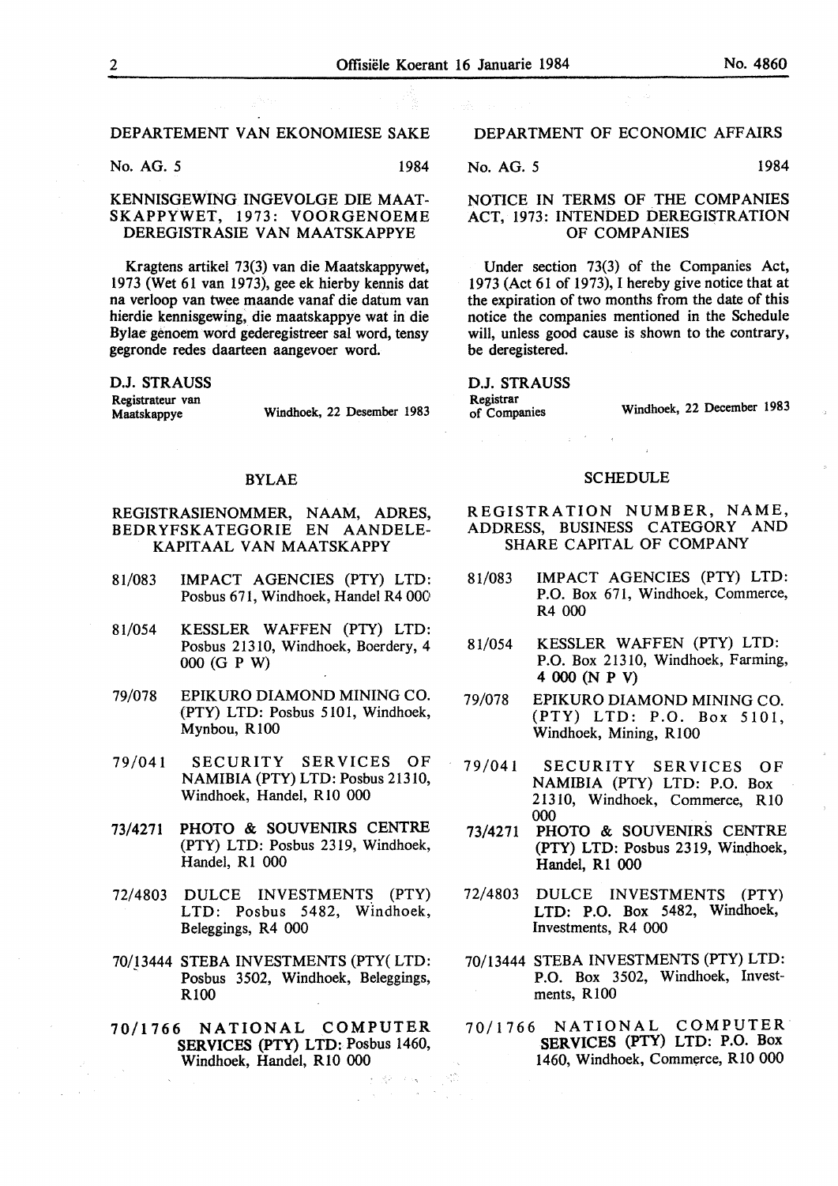## DEPARTEMENT VAN EKONOMIESE SAKE

No. AG. 5 1984

### KENNISGEWING INGEVOLGE DIE MAATSKAPPYWET, 1973: VOORGENOEME DEREGISTRASIE VAN MAATSKAPPYE

Kragtens artikel 73(3) van die Maatskappywet, 1973 (Wet 61 van 1973), gee ek hierby kennis dat na verloop van twee maande vanaf die datum van hierdie kennisgewing, die maatskappye wat in die Bylae genoem word gederegistreer sal word, tensy gegronde redes daarteen aangevoer word.

**D.J. STRAUSS**
Registrateur van Maatskappye

Windhoek, 22 Desember 1983

### BYLAE

#### REGISTRASIENOMMER, NAAM, ADRES, BEDRYFSKATEGORIE EN AANDELE-KAPITAAL VAN MAATSKAPPY

81/083 IMPACT AGENCIES (PTY) LTD: Posbus 671, Windhoek, Handel R4 000

81/054 KESSLER WAFFEN (PTY) LTD: Posbus 21310, Windhoek, Boerdery, 4 000 (G P W)

79/078 EPIKURO DIAMOND MINING CO. (PTY) LTD: Posbus 5101, Windhoek, Mynbou, R100

79/041 SECURITY SERVICES OF NAMIBIA (PTY) LTD: Posbus 21310, Windhoek, Handel, R10 000

73/4271 PHOTO & SOUVENIRS CENTRE (PTY) LTD: Posbus 2319, Windhoek, Handel, R1 000

72/4803 DULCE INVESTMENTS (PTY) LTD: Posbus 5482, Windhoek, Beleggings, R4 000

70/13444 STEBA INVESTMENTS (PTY( LTD: Posbus 3502, Windhoek, Beleggings, R100

70/1766 NATIONAL COMPUTER SERVICES (PTY) LTD: Posbus 1460, Windhoek, Handel, R10 000

## DEPARTMENT OF ECONOMIC AFFAIRS

No. AG. 5 1984

### NOTICE IN TERMS OF THE COMPANIES ACT, 1973: INTENDED DEREGISTRATION OF COMPANIES

Under section 73(3) of the Companies Act, 1973 (Act 61 of 1973), I hereby give notice that at the expiration of two months from the date of this notice the companies mentioned in the Schedule will, unless good cause is shown to the contrary, be deregistered.

**D.J. STRAUSS**
Registrar of Companies

Windhoek, 22 December 1983

### SCHEDULE

#### REGISTRATION NUMBER, NAME, ADDRESS, BUSINESS CATEGORY AND SHARE CAPITAL OF COMPANY

81/083 IMPACT AGENCIES (PTY) LTD: P.O. Box 671, Windhoek, Commerce, R4 000

81/054 KESSLER WAFFEN (PTY) LTD: P.O. Box 21310, Windhoek, Farming, 4 000 (N P V)

79/078 EPIKURO DIAMOND MINING CO. (PTY) LTD: P.O. Box 5101, Windhoek, Mining, R100

79/041 SECURITY SERVICES OF NAMIBIA (PTY) LTD: P.O. Box 21310, Windhoek, Commerce, R10 000

73/4271 PHOTO & SOUVENIRS CENTRE (PTY) LTD: Posbus 2319, Windhoek, Handel, R1 000

72/4803 DULCE INVESTMENTS (PTY) LTD: P.O. Box 5482, Windhoek, Investments, R4 000

70/13444 STEBA INVESTMENTS (PTY) LTD: P.O. Box 3502, Windhoek, Investments, R100

70/1766 NATIONAL COMPUTER SERVICES (PTY) LTD: P.O. Box 1460, Windhoek, Commerce, R10 000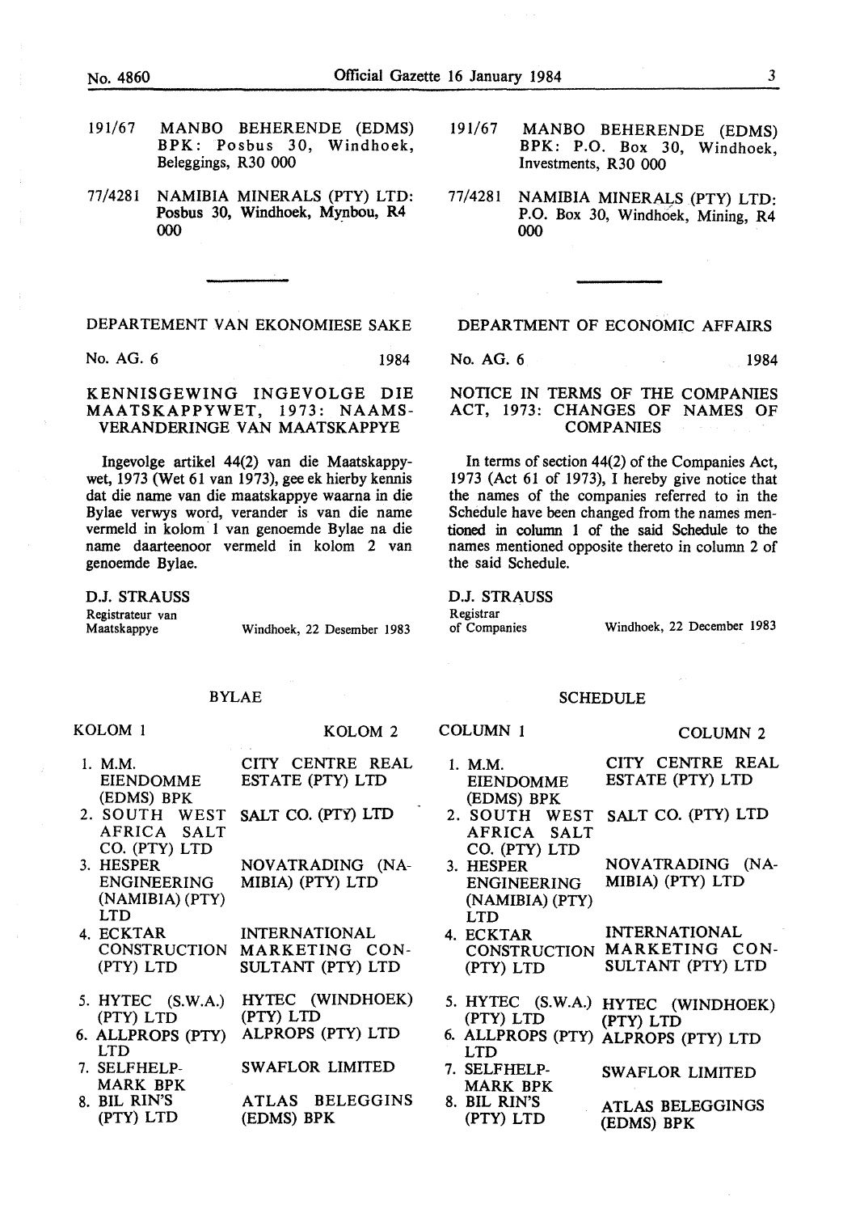191/67 MANBO BEHERENDE (EDMS) BPK: Posbus 30, Windhoek, Beleggings, R30 000

77/4281 NAMIBIA MINERALS (PTY) LTD: Posbus 30, Windhoek, Mynbou, R4 000

191/67 MANBO BEHERENDE (EDMS) BPK: P.O. Box 30, Windhoek, Investments, R30 000

77/4281 NAMIBIA MINERALS (PTY) LTD: P.O. Box 30, Windhoek, Mining, R4 000

---

DEPARTEMENT VAN EKONOMIESE SAKE

No. AG. 6 1984

KENNISGEWING INGEVOLGE DIE MAATSKAPPYWET, 1973: NAAMSVERANDERINGE VAN MAATSKAPPYE

Ingevolge artikel 44(2) van die Maatskappywet, 1973 (Wet 61 van 1973), gee ek hierby kennis dat die name van die maatskappye waarna in die Bylae verwys word, verander is van die name vermeld in kolom 1 van genoemde Bylae na die name daarteenoor vermeld in kolom 2 van genoemde Bylae.

D.J. STRAUSS
Registrateur van Maatskappye

Windhoek, 22 Desember 1983

BYLAE

| KOLOM 1 | KOLOM 2 |
|---|---|
| 1. M.M. EIENDOMME (EDMS) BPK | CITY CENTRE REAL ESTATE (PTY) LTD |
| 2. SOUTH WEST AFRICA SALT CO. (PTY) LTD | SALT CO. (PTY) LTD |
| 3. HESPER ENGINEERING (NAMIBIA) (PTY) LTD | NOVATRADING (NAMIBIA) (PTY) LTD |
| 4. ECKTAR CONSTRUCTION (PTY) LTD | INTERNATIONAL MARKETING CONSULTANT (PTY) LTD |
| 5. HYTEC (S.W.A.) (PTY) LTD | HYTEC (WINDHOEK) (PTY) LTD |
| 6. ALLPROPS (PTY) LTD | ALPROPS (PTY) LTD |
| 7. SELFHELP-MARK BPK | SWAFLOR LIMITED |
| 8. BIL RIN'S (PTY) LTD | ATLAS BELEGGINS (EDMS) BPK |

DEPARTMENT OF ECONOMIC AFFAIRS

No. AG. 6 1984

NOTICE IN TERMS OF THE COMPANIES ACT, 1973: CHANGES OF NAMES OF COMPANIES

In terms of section 44(2) of the Companies Act, 1973 (Act 61 of 1973), I hereby give notice that the names of the companies referred to in the Schedule have been changed from the names mentioned in column 1 of the said Schedule to the names mentioned opposite thereto in column 2 of the said Schedule.

D.J. STRAUSS
Registrar of Companies

Windhoek, 22 December 1983

SCHEDULE

| COLUMN 1 | COLUMN 2 |
|---|---|
| 1. M.M. EIENDOMME (EDMS) BPK | CITY CENTRE REAL ESTATE (PTY) LTD |
| 2. SOUTH WEST AFRICA SALT CO. (PTY) LTD | SALT CO. (PTY) LTD |
| 3. HESPER ENGINEERING (NAMIBIA) (PTY) LTD | NOVATRADING (NAMIBIA) (PTY) LTD |
| 4. ECKTAR CONSTRUCTION (PTY) LTD | INTERNATIONAL MARKETING CONSULTANT (PTY) LTD |
| 5. HYTEC (S.W.A.) (PTY) LTD | HYTEC (WINDHOEK) (PTY) LTD |
| 6. ALLPROPS (PTY) LTD | ALPROPS (PTY) LTD |
| 7. SELFHELP-MARK BPK | SWAFLOR LIMITED |
| 8. BIL RIN'S (PTY) LTD | ATLAS BELEGGINGS (EDMS) BPK |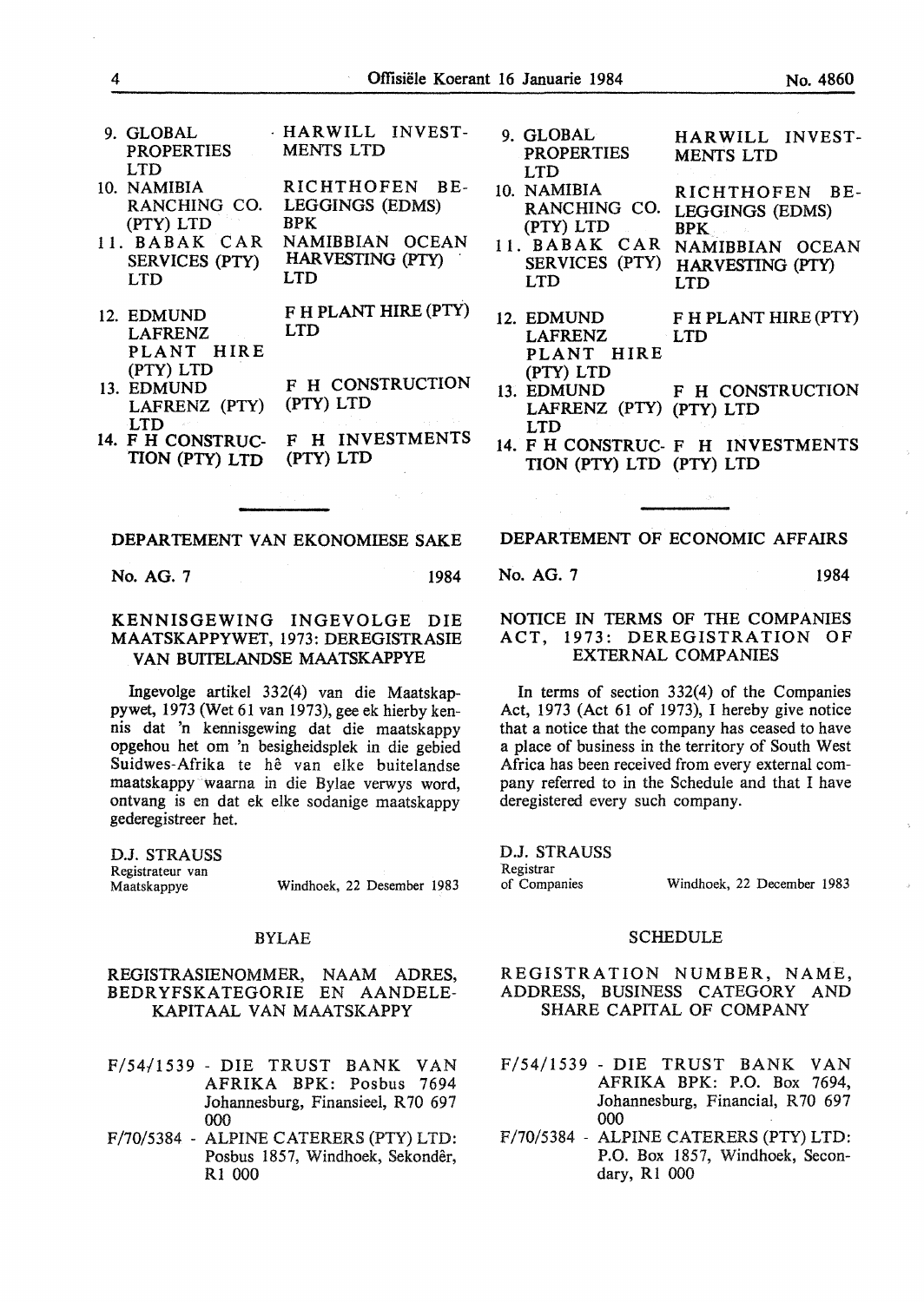| | |
|---|---|
| 9. GLOBAL PROPERTIES LTD | HARWILL INVESTMENTS LTD |
| 10. NAMIBIA RANCHING CO. (PTY) LTD | RICHTHOFEN BELEGGINGS (EDMS) BPK |
| 11. BABAK CAR SERVICES (PTY) LTD | NAMIBBIAN OCEAN HARVESTING (PTY) LTD |
| 12. EDMUND LAFRENZ PLANT HIRE (PTY) LTD | F H PLANT HIRE (PTY) LTD |
| 13. EDMUND LAFRENZ (PTY) LTD | F H CONSTRUCTION (PTY) LTD |
| 14. F H CONSTRUCTION (PTY) LTD | F H INVESTMENTS (PTY) LTD |

| | |
|---|---|
| 9. GLOBAL PROPERTIES LTD | HARWILL INVESTMENTS LTD |
| 10. NAMIBIA RANCHING CO. (PTY) LTD | RICHTHOFEN BELEGGINGS (EDMS) BPK |
| 11. BABAK CAR SERVICES (PTY) LTD | NAMIBBIAN OCEAN HARVESTING (PTY) LTD |
| 12. EDMUND LAFRENZ PLANT HIRE (PTY) LTD | F H PLANT HIRE (PTY) LTD |
| 13. EDMUND LAFRENZ (PTY) LTD | F H CONSTRUCTION (PTY) LTD |
| 14. F H CONSTRUCTION (PTY) LTD | F H INVESTMENTS (PTY) LTD |

---

## DEPARTEMENT VAN EKONOMIESE SAKE

No. AG. 7 1984

### KENNISGEWING INGEVOLGE DIE MAATSKAPPYWET, 1973: DEREGISTRASIE VAN BUITELANDSE MAATSKAPPYE

Ingevolge artikel 332(4) van die Maatskappywet, 1973 (Wet 61 van 1973), gee ek hierby kennis dat 'n kennisgewing dat die maatskappy opgehou het om 'n besigheidsplek in die gebied Suidwes-Afrika te hê van elke buitelandse maatskappy waarna in die Bylae verwys word, ontvang is en dat ek elke sodanige maatskappy gederegistreer het.

D.J. STRAUSS
Registrateur van Maatskappye

Windhoek, 22 Desember 1983

### BYLAE

#### REGISTRASIENOMMER, NAAM ADRES, BEDRYFSKATEGORIE EN AANDELEKAPITAAL VAN MAATSKAPPY

F/54/1539 - DIE TRUST BANK VAN AFRIKA BPK: Posbus 7694 Johannesburg, Finansieel, R70 697 000

F/70/5384 - ALPINE CATERERS (PTY) LTD: Posbus 1857, Windhoek, Sekondêr, R1 000

## DEPARTEMENT OF ECONOMIC AFFAIRS

No. AG. 7 1984

### NOTICE IN TERMS OF THE COMPANIES ACT, 1973: DEREGISTRATION OF EXTERNAL COMPANIES

In terms of section 332(4) of the Companies Act, 1973 (Act 61 of 1973), I hereby give notice that a notice that the company has ceased to have a place of business in the territory of South West Africa has been received from every external company referred to in the Schedule and that I have deregistered every such company.

D.J. STRAUSS
Registrar of Companies

Windhoek, 22 December 1983

### SCHEDULE

#### REGISTRATION NUMBER, NAME, ADDRESS, BUSINESS CATEGORY AND SHARE CAPITAL OF COMPANY

F/54/1539 - DIE TRUST BANK VAN AFRIKA BPK: P.O. Box 7694, Johannesburg, Financial, R70 697 000

F/70/5384 - ALPINE CATERERS (PTY) LTD: P.O. Box 1857, Windhoek, Secondary, R1 000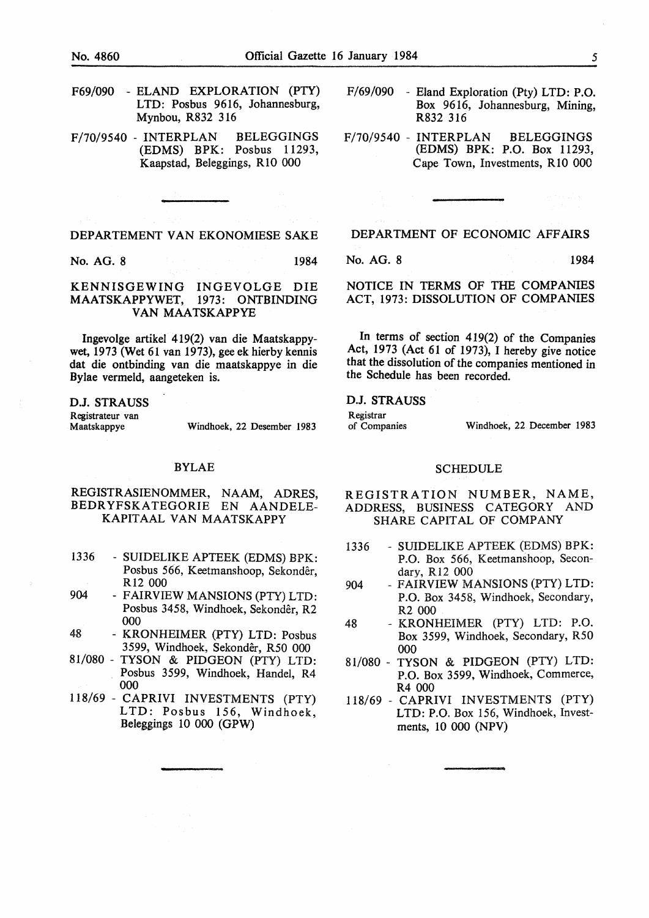F69/090 - ELAND EXPLORATION (PTY) LTD: Posbus 9616, Johannesburg, Mynbou, R832 316

F/70/9540 - INTERPLAN BELEGGINGS (EDMS) BPK: Posbus 11293, Kaapstad, Beleggings, R10 000

## DEPARTEMENT VAN EKONOMIESE SAKE

No. AG. 8 1984

### KENNISGEWING INGEVOLGE DIE MAATSKAPPYWET, 1973: ONTBINDING VAN MAATSKAPPYE

Ingevolge artikel 419(2) van die Maatskappywet, 1973 (Wet 61 van 1973), gee ek hierby kennis dat die ontbinding van die maatskappye in die Bylae vermeld, aangeteken is.

**D.J. STRAUSS**
Registrateur van Maatskappye

Windhoek, 22 Desember 1983

### BYLAE

#### REGISTRASIENOMMER, NAAM, ADRES, BEDRYFSKATEGORIE EN AANDELE-KAPITAAL VAN MAATSKAPPY

1336 - SUIDELIKE APTEEK (EDMS) BPK: Posbus 566, Keetmanshoop, Sekondêr, R12 000

904 - FAIRVIEW MANSIONS (PTY) LTD: Posbus 3458, Windhoek, Sekondêr, R2 000

48 - KRONHEIMER (PTY) LTD: Posbus 3599, Windhoek, Sekondêr, R50 000

81/080 - TYSON & PIDGEON (PTY) LTD: Posbus 3599, Windhoek, Handel, R4 000

118/69 - CAPRIVI INVESTMENTS (PTY) LTD: Posbus 156, Windhoek, Beleggings 10 000 (GPW)

F/69/090 - Eland Exploration (Pty) LTD: P.O. Box 9616, Johannesburg, Mining, R832 316

F/70/9540 - INTERPLAN BELEGGINGS (EDMS) BPK: P.O. Box 11293, Cape Town, Investments, R10 000

## DEPARTMENT OF ECONOMIC AFFAIRS

No. AG. 8 1984

### NOTICE IN TERMS OF THE COMPANIES ACT, 1973: DISSOLUTION OF COMPANIES

In terms of section 419(2) of the Companies Act, 1973 (Act 61 of 1973), I hereby give notice that the dissolution of the companies mentioned in the Schedule has been recorded.

**D.J. STRAUSS**
Registrar of Companies

Windhoek, 22 December 1983

### SCHEDULE

#### REGISTRATION NUMBER, NAME, ADDRESS, BUSINESS CATEGORY AND SHARE CAPITAL OF COMPANY

1336 - SUIDELIKE APTEEK (EDMS) BPK: P.O. Box 566, Keetmanshoop, Secondary, R12 000

904 - FAIRVIEW MANSIONS (PTY) LTD: P.O. Box 3458, Windhoek, Secondary, R2 000

48 - KRONHEIMER (PTY) LTD: P.O. Box 3599, Windhoek, Secondary, R50 000

81/080 - TYSON & PIDGEON (PTY) LTD: P.O. Box 3599, Windhoek, Commerce, R4 000

118/69 - CAPRIVI INVESTMENTS (PTY) LTD: P.O. Box 156, Windhoek, Investments, 10 000 (NPV)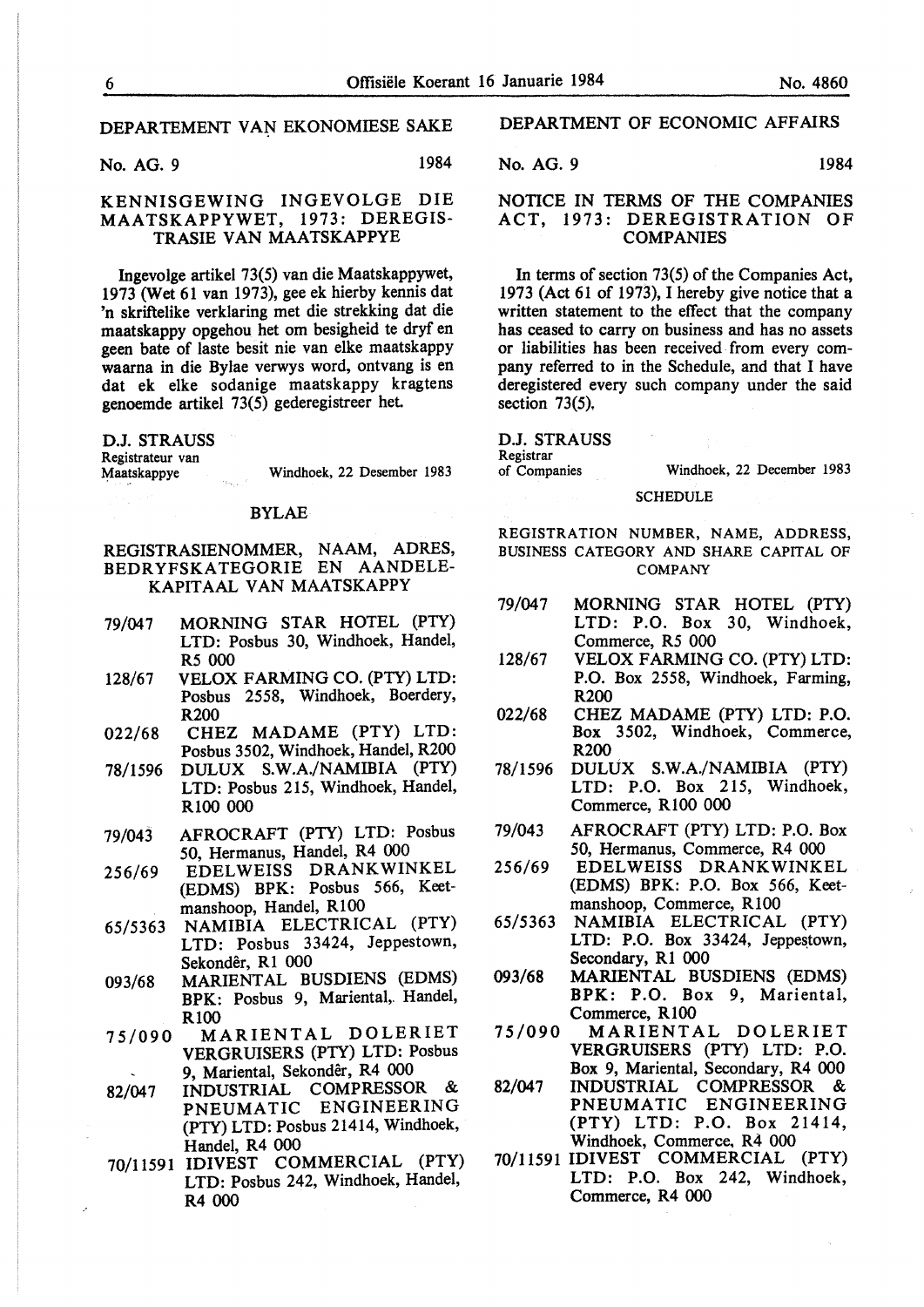## DEPARTEMENT VAN EKONOMIESE SAKE

No. AG. 9 1984

### KENNISGEWING INGEVOLGE DIE MAATSKAPPYWET, 1973: DEREGISTRASIE VAN MAATSKAPPYE

Ingevolge artikel 73(5) van die Maatskappywet, 1973 (Wet 61 van 1973), gee ek hierby kennis dat 'n skriftelike verklaring met die strekking dat die maatskappy opgehou het om besigheid te dryf en geen bate of laste besit nie van elke maatskappy waarna in die Bylae verwys word, ontvang is en dat ek elke sodanige maatskappy kragtens genoemde artikel 73(5) gederegistreer het.

D.J. STRAUSS
Registrateur van Maatskappye

Windhoek, 22 Desember 1983

#### BYLAE

REGISTRASIENOMMER, NAAM, ADRES, BEDRYFSKATEGORIE EN AANDELEKAPITAAL VAN MAATSKAPPY

- 79/047 MORNING STAR HOTEL (PTY) LTD: Posbus 30, Windhoek, Handel, R5 000
- 128/67 VELOX FARMING CO. (PTY) LTD: Posbus 2558, Windhoek, Boerdery, R200
- 022/68 CHEZ MADAME (PTY) LTD: Posbus 3502, Windhoek, Handel, R200
- 78/1596 DULUX S.W.A./NAMIBIA (PTY) LTD: Posbus 215, Windhoek, Handel, R100 000
- 79/043 AFROCRAFT (PTY) LTD: Posbus 50, Hermanus, Handel, R4 000
- 256/69 EDELWEISS DRANKWINKEL (EDMS) BPK: Posbus 566, Keetmanshoop, Handel, R100
- 65/5363 NAMIBIA ELECTRICAL (PTY) LTD: Posbus 33424, Jeppestown, Sekondêr, R1 000
- 093/68 MARIENTAL BUSDIENS (EDMS) BPK: Posbus 9, Mariental, Handel, R100
- 75/090 MARIENTAL DOLERIET VERGRUISERS (PTY) LTD: Posbus 9, Mariental, Sekondêr, R4 000
- 82/047 INDUSTRIAL COMPRESSOR & PNEUMATIC ENGINEERING (PTY) LTD: Posbus 21414, Windhoek, Handel, R4 000
- 70/11591 IDIVEST COMMERCIAL (PTY) LTD: Posbus 242, Windhoek, Handel, R4 000

## DEPARTMENT OF ECONOMIC AFFAIRS

No. AG. 9 1984

### NOTICE IN TERMS OF THE COMPANIES ACT, 1973: DEREGISTRATION OF COMPANIES

In terms of section 73(5) of the Companies Act, 1973 (Act 61 of 1973), I hereby give notice that a written statement to the effect that the company has ceased to carry on business and has no assets or liabilities has been received from every company referred to in the Schedule, and that I have deregistered every such company under the said section 73(5).

D.J. STRAUSS
Registrar of Companies

Windhoek, 22 December 1983

#### SCHEDULE

REGISTRATION NUMBER, NAME, ADDRESS, BUSINESS CATEGORY AND SHARE CAPITAL OF COMPANY

- 79/047 MORNING STAR HOTEL (PTY) LTD: P.O. Box 30, Windhoek, Commerce, R5 000
- 128/67 VELOX FARMING CO. (PTY) LTD: P.O. Box 2558, Windhoek, Farming, R200
- 022/68 CHEZ MADAME (PTY) LTD: P.O. Box 3502, Windhoek, Commerce, R200
- 78/1596 DULUX S.W.A./NAMIBIA (PTY) LTD: P.O. Box 215, Windhoek, Commerce, R100 000
- 79/043 AFROCRAFT (PTY) LTD: P.O. Box 50, Hermanus, Commerce, R4 000
- 256/69 EDELWEISS DRANKWINKEL (EDMS) BPK: P.O. Box 566, Keetmanshoop, Commerce, R100
- 65/5363 NAMIBIA ELECTRICAL (PTY) LTD: P.O. Box 33424, Jeppestown, Secondary, R1 000
- 093/68 MARIENTAL BUSDIENS (EDMS) BPK: P.O. Box 9, Mariental, Commerce, R100
- 75/090 MARIENTAL DOLERIET VERGRUISERS (PTY) LTD: P.O. Box 9, Mariental, Secondary, R4 000
- 82/047 INDUSTRIAL COMPRESSOR & PNEUMATIC ENGINEERING (PTY) LTD: P.O. Box 21414, Windhoek, Commerce, R4 000
- 70/11591 IDIVEST COMMERCIAL (PTY) LTD: P.O. Box 242, Windhoek, Commerce, R4 000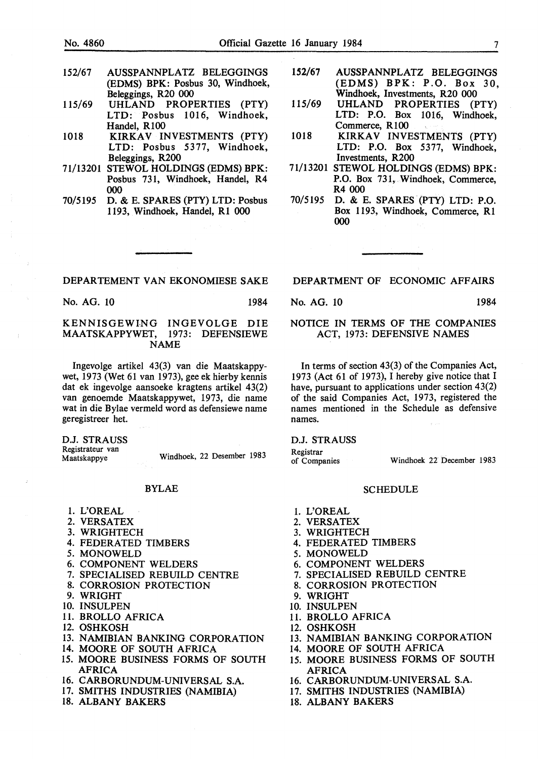152/67 AUSSPANNPLATZ BELEGGINGS (EDMS) BPK: Posbus 30, Windhoek, Beleggings, R20 000

115/69 UHLAND PROPERTIES (PTY) LTD: Posbus 1016, Windhoek, Handel, R100

1018 KIRKAV INVESTMENTS (PTY) LTD: Posbus 5377, Windhoek, Beleggings, R200

71/13201 STEWOL HOLDINGS (EDMS) BPK: Posbus 731, Windhoek, Handel, R4 000

70/5195 D. & E. SPARES (PTY) LTD: Posbus 1193, Windhoek, Handel, R1 000

152/67 AUSSPANNPLATZ BELEGGINGS (EDMS) BPK: P.O. Box 30, Windhoek, Investments, R20 000

115/69 UHLAND PROPERTIES (PTY) LTD: P.O. Box 1016, Windhoek, Commerce, R100

1018 KIRKAV INVESTMENTS (PTY) LTD: P.O. Box 5377, Windhoek, Investments, R200

71/13201 STEWOL HOLDINGS (EDMS) BPK: P.O. Box 731, Windhoek, Commerce, R4 000

70/5195 D. & E. SPARES (PTY) LTD: P.O. Box 1193, Windhoek, Commerce, R1 000

---

## DEPARTEMENT VAN EKONOMIESE SAKE

No. AG. 10 1984

### KENNISGEWING INGEVOLGE DIE MAATSKAPPYWET, 1973: DEFENSIEWE NAME

Ingevolge artikel 43(3) van die Maatskappywet, 1973 (Wet 61 van 1973), gee ek hierby kennis dat ek ingevolge aansoeke kragtens artikel 43(2) van genoemde Maatskappywet, 1973, die name wat in die Bylae vermeld word as defensiewe name geregistreer het.

D.J. STRAUSS
Registrateur van Maatskappye

Windhoek, 22 Desember 1983

### BYLAE

1. L'OREAL
2. VERSATEX
3. WRIGHTECH
4. FEDERATED TIMBERS
5. MONOWELD
6. COMPONENT WELDERS
7. SPECIALISED REBUILD CENTRE
8. CORROSION PROTECTION
9. WRIGHT
10. INSULPEN
11. BROLLO AFRICA
12. OSHKOSH
13. NAMIBIAN BANKING CORPORATION
14. MOORE OF SOUTH AFRICA
15. MOORE BUSINESS FORMS OF SOUTH AFRICA
16. CARBORUNDUM-UNIVERSAL S.A.
17. SMITHS INDUSTRIES (NAMIBIA)
18. ALBANY BAKERS

## DEPARTMENT OF ECONOMIC AFFAIRS

No. AG. 10 1984

### NOTICE IN TERMS OF THE COMPANIES ACT, 1973: DEFENSIVE NAMES

In terms of section 43(3) of the Companies Act, 1973 (Act 61 of 1973), I hereby give notice that I have, pursuant to applications under section 43(2) of the said Companies Act, 1973, registered the names mentioned in the Schedule as defensive names.

D.J. STRAUSS
Registrar of Companies

Windhoek 22 December 1983

### SCHEDULE

1. L'OREAL
2. VERSATEX
3. WRIGHTECH
4. FEDERATED TIMBERS
5. MONOWELD
6. COMPONENT WELDERS
7. SPECIALISED REBUILD CENTRE
8. CORROSION PROTECTION
9. WRIGHT
10. INSULPEN
11. BROLLO AFRICA
12. OSHKOSH
13. NAMIBIAN BANKING CORPORATION
14. MOORE OF SOUTH AFRICA
15. MOORE BUSINESS FORMS OF SOUTH AFRICA
16. CARBORUNDUM-UNIVERSAL S.A.
17. SMITHS INDUSTRIES (NAMIBIA)
18. ALBANY BAKERS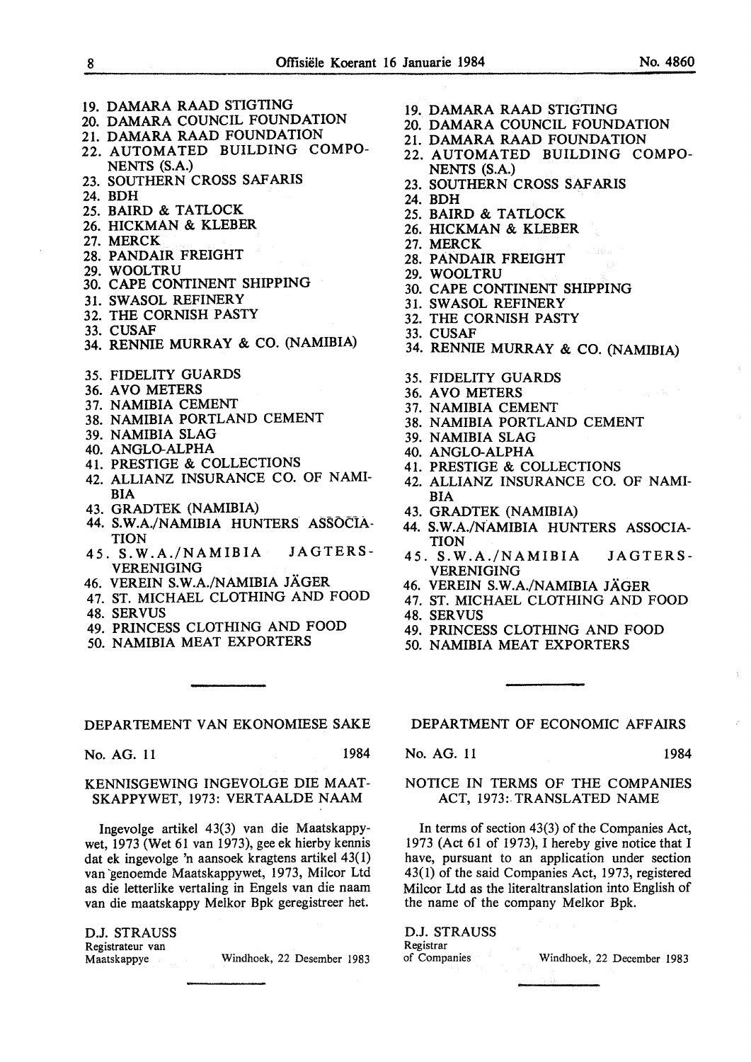19. DAMARA RAAD STIGTING
20. DAMARA COUNCIL FOUNDATION
21. DAMARA RAAD FOUNDATION
22. AUTOMATED BUILDING COMPONENTS (S.A.)
23. SOUTHERN CROSS SAFARIS
24. BDH
25. BAIRD & TATLOCK
26. HICKMAN & KLEBER
27. MERCK
28. PANDAIR FREIGHT
29. WOOLTRU
30. CAPE CONTINENT SHIPPING
31. SWASOL REFINERY
32. THE CORNISH PASTY
33. CUSAF
34. RENNIE MURRAY & CO. (NAMIBIA)
35. FIDELITY GUARDS
36. AVO METERS
37. NAMIBIA CEMENT
38. NAMIBIA PORTLAND CEMENT
39. NAMIBIA SLAG
40. ANGLO-ALPHA
41. PRESTIGE & COLLECTIONS
42. ALLIANZ INSURANCE CO. OF NAMIBIA
43. GRADTEK (NAMIBIA)
44. S.W.A./NAMIBIA HUNTERS ASSOCIATION
45. S.W.A./NAMIBIA JAGTERSVERENIGING
46. VEREIN S.W.A./NAMIBIA JÄGER
47. ST. MICHAEL CLOTHING AND FOOD
48. SERVUS
49. PRINCESS CLOTHING AND FOOD
50. NAMIBIA MEAT EXPORTERS

19. DAMARA RAAD STIGTING
20. DAMARA COUNCIL FOUNDATION
21. DAMARA RAAD FOUNDATION
22. AUTOMATED BUILDING COMPONENTS (S.A.)
23. SOUTHERN CROSS SAFARIS
24. BDH
25. BAIRD & TATLOCK
26. HICKMAN & KLEBER
27. MERCK
28. PANDAIR FREIGHT
29. WOOLTRU
30. CAPE CONTINENT SHIPPING
31. SWASOL REFINERY
32. THE CORNISH PASTY
33. CUSAF
34. RENNIE MURRAY & CO. (NAMIBIA)
35. FIDELITY GUARDS
36. AVO METERS
37. NAMIBIA CEMENT
38. NAMIBIA PORTLAND CEMENT
39. NAMIBIA SLAG
40. ANGLO-ALPHA
41. PRESTIGE & COLLECTIONS
42. ALLIANZ INSURANCE CO. OF NAMIBIA
43. GRADTEK (NAMIBIA)
44. S.W.A./NAMIBIA HUNTERS ASSOCIATION
45. S.W.A./NAMIBIA JAGTERSVERENIGING
46. VEREIN S.W.A./NAMIBIA JÄGER
47. ST. MICHAEL CLOTHING AND FOOD
48. SERVUS
49. PRINCESS CLOTHING AND FOOD
50. NAMIBIA MEAT EXPORTERS

---

## DEPARTEMENT VAN EKONOMIESE SAKE

No. AG. 11 1984

### KENNISGEWING INGEVOLGE DIE MAATSKAPPYWET, 1973: VERTAALDE NAAM

Ingevolge artikel 43(3) van die Maatskappywet, 1973 (Wet 61 van 1973), gee ek hierby kennis dat ek ingevolge 'n aansoek kragtens artikel 43(1) van genoemde Maatskappywet, 1973, Milcor Ltd as die letterlike vertaling in Engels van die naam van die maatskappy Melkor Bpk geregistreer het.

D.J. STRAUSS
Registrateur van Maatskappye

Windhoek, 22 Desember 1983

---

## DEPARTMENT OF ECONOMIC AFFAIRS

No. AG. 11 1984

### NOTICE IN TERMS OF THE COMPANIES ACT, 1973: TRANSLATED NAME

In terms of section 43(3) of the Companies Act, 1973 (Act 61 of 1973), I hereby give notice that I have, pursuant to an application under section 43(1) of the said Companies Act, 1973, registered Milcor Ltd as the literaltranslation into English of the name of the company Melkor Bpk.

D.J. STRAUSS
Registrar of Companies

Windhoek, 22 December 1983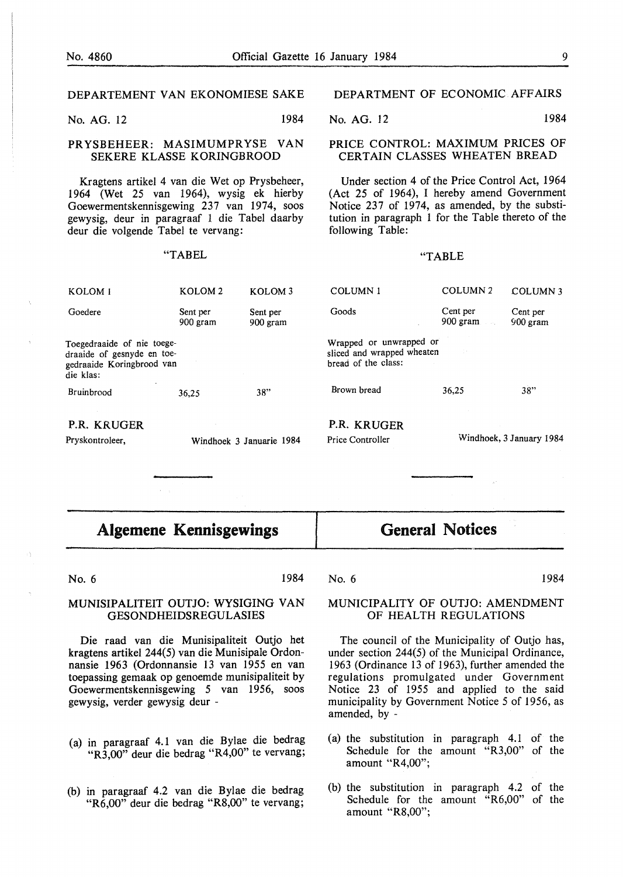## DEPARTEMENT VAN EKONOMIESE SAKE

No. AG. 12 1984

### PRYSBEHEER: MASIMUMPRYSE VAN SEKERE KLASSE KORINGBROOD

Kragtens artikel 4 van die Wet op Prysbeheer, 1964 (Wet 25 van 1964), wysig ek hierby Goewermentskennisgewing 237 van 1974, soos gewysig, deur in paragraaf 1 die Tabel daarby deur die volgende Tabel te vervang:

"TABEL

| KOLOM 1 | KOLOM 2 | KOLOM 3 |
|---|---|---|
| Goedere | Sent per 900 gram | Sent per 900 gram |
| Toegedraaide of nie toegedraaide of gesnyde en toegedraaide Koringbrood van die klas: | | |
| Bruinbrood | 36,25 | 38" |

P.R. KRUGER

Pryskontroleer, Windhoek 3 Januarie 1984

## DEPARTMENT OF ECONOMIC AFFAIRS

No. AG. 12 1984

### PRICE CONTROL: MAXIMUM PRICES OF CERTAIN CLASSES WHEATEN BREAD

Under section 4 of the Price Control Act, 1964 (Act 25 of 1964), I hereby amend Government Notice 237 of 1974, as amended, by the substitution in paragraph 1 for the Table thereto of the following Table:

"TABLE

| COLUMN 1 | COLUMN 2 | COLUMN 3 |
|---|---|---|
| Goods | Cent per 900 gram | Cent per 900 gram |
| Wrapped or unwrapped or sliced and wrapped wheaten bread of the class: | | |
| Brown bread | 36,25 | 38" |

P.R. KRUGER

Price Controller Windhoek, 3 January 1984

# Algemene Kennisgewings

No. 6 1984

### MUNISIPALITEIT OUTJO: WYSIGING VAN GESONDHEIDSREGULASIES

Die raad van die Munisipaliteit Outjo het kragtens artikel 244(5) van die Munisipale Ordonnansie 1963 (Ordonnansie 13 van 1955 en van toepassing gemaak op genoemde munisipaliteit by Goewermentskennisgewing 5 van 1956, soos gewysig, verder gewysig deur -

(a) in paragraaf 4.1 van die Bylae die bedrag "R3,00" deur die bedrag "R4,00" te vervang;

(b) in paragraaf 4.2 van die Bylae die bedrag "R6,00" deur die bedrag "R8,00" te vervang;

# General Notices

No. 6 1984

### MUNICIPALITY OF OUTJO: AMENDMENT OF HEALTH REGULATIONS

The council of the Municipality of Outjo has, under section 244(5) of the Municipal Ordinance, 1963 (Ordinance 13 of 1963), further amended the regulations promulgated under Government Notice 23 of 1955 and applied to the said municipality by Government Notice 5 of 1956, as amended, by -

(a) the substitution in paragraph 4.1 of the Schedule for the amount "R3,00" of the amount "R4,00";

(b) the substitution in paragraph 4.2 of the Schedule for the amount "R6,00" of the amount "R8,00";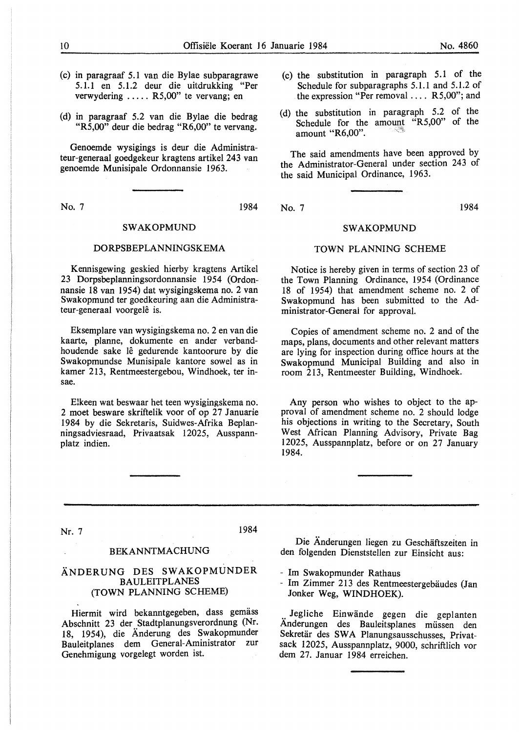(c) in paragraaf 5.1 van die Bylae subparagrawe 5.1.1 en 5.1.2 deur die uitdrukking "Per verwydering ..... R5,00" te vervang; en

(d) in paragraaf 5.2 van die Bylae die bedrag "R5,00" deur die bedrag "R6,00" te vervang.

Genoemde wysigings is deur die Administrateur-generaal goedgekeur kragtens artikel 243 van genoemde Munisipale Ordonnansie 1963.

(c) the substitution in paragraph 5.1 of the Schedule for subparagraphs 5.1.1 and 5.1.2 of the expression "Per removal .... R5,00"; and

(d) the substitution in paragraph 5.2 of the Schedule for the amount "R5,00" of the amount "R6,00".

The said amendments have been approved by the Administrator-General under section 243 of the said Municipal Ordinance, 1963.

---

No. 7 1984

## SWAKOPMUND

## DORPSBEPLANNINGSKEMA

Kennisgewing geskied hierby kragtens Artikel 23 Dorpsbeplanningsordonnansie 1954 (Ordonnansie 18 van 1954) dat wysigingskema no. 2 van Swakopmund ter goedkeuring aan die Administrateur-generaal voorgelê is.

Eksemplare van wysigingskema no. 2 en van die kaarte, planne, dokumente en ander verbandhoudende sake lê gedurende kantoorure by die Swakopmundse Munisipale kantore sowel as in kamer 213, Rentmeestergebou, Windhoek, ter insae.

Elkeen wat beswaar het teen wysigingskema no. 2 moet besware skriftelik voor of op 27 Januarie 1984 by die Sekretaris, Suidwes-Afrika Beplanningsadviesraad, Privaatsak 12025, Ausspannplatz indien.

---

No. 7 1984

## SWAKOPMUND

## TOWN PLANNING SCHEME

Notice is hereby given in terms of section 23 of the Town Planning Ordinance, 1954 (Ordinance 18 of 1954) that amendment scheme no. 2 of Swakopmund has been submitted to the Administrator-General for approval.

Copies of amendment scheme no. 2 and of the maps, plans, documents and other relevant matters are lying for inspection during office hours at the Swakopmund Municipal Building and also in room 213, Rentmeester Building, Windhoek.

Any person who wishes to object to the approval of amendment scheme no. 2 should lodge his objections in writing to the Secretary, South West African Planning Advisory, Private Bag 12025, Ausspannplatz, before or on 27 January 1984.

---

Nr. 7 1984

## BEKANNTMACHUNG

## ÄNDERUNG DES SWAKOPMUNDER BAULEITPLANES (TOWN PLANNING SCHEME)

Hiermit wird bekanntgegeben, dass gemäss Abschnitt 23 der Stadtplanungsverordnung (Nr. 18, 1954), die Änderung des Swakopmunder Bauleitplanes dem General-Aministrator zur Genehmigung vorgelegt worden ist.

Die Änderungen liegen zu Geschäftszeiten in den folgenden Dienststellen zur Einsicht aus:

- Im Swakopmunder Rathaus
- Im Zimmer 213 des Rentmeestergebäudes (Jan Jonker Weg, WINDHOEK).

Jegliche Einwände gegen die geplanten Änderungen des Bauleitsplanes müssen den Sekretär des SWA Planungsausschusses, Privatsack 12025, Ausspannplatz, 9000, schriftlich vor dem 27. Januar 1984 erreichen.